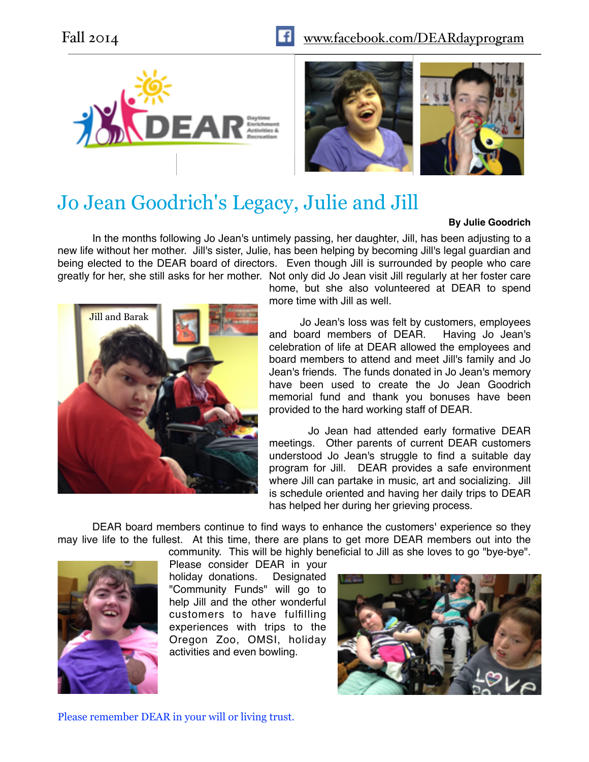Fall 2014 www.facebook.com/DEARdayprogram

# Jo Jean Goodrich's Legacy, Julie and Jill

**By Julie Goodrich**

In the months following Jo Jean's untimely passing, her daughter, Jill, has been adjusting to a new life without her mother. Jill's sister, Julie, has been helping by becoming Jill's legal guardian and being elected to the DEAR board of directors. Even though Jill is surrounded by people who care greatly for her, she still asks for her mother. Not only did Jo Jean visit Jill regularly at her foster care home, but she also volunteered at DEAR to spend more time with Jill as well.

Jill and Barak

Jo Jean's loss was felt by customers, employees and board members of DEAR. Having Jo Jean's celebration of life at DEAR allowed the employees and board members to attend and meet Jill's family and Jo Jean's friends. The funds donated in Jo Jean's memory have been used to create the Jo Jean Goodrich memorial fund and thank you bonuses have been provided to the hard working staff of DEAR.

Jo Jean had attended early formative DEAR meetings. Other parents of current DEAR customers understood Jo Jean's struggle to find a suitable day program for Jill. DEAR provides a safe environment where Jill can partake in music, art and socializing. Jill is schedule oriented and having her daily trips to DEAR has helped her during her grieving process.

DEAR board members continue to find ways to enhance the customers' experience so they may live life to the fullest. At this time, there are plans to get more DEAR members out into the community. This will be highly beneficial to Jill as she loves to go "bye-bye". Please consider DEAR in your holiday donations. Designated "Community Funds" will go to help Jill and the other wonderful customers to have fulfilling experiences with trips to the Oregon Zoo, OMSI, holiday activities and even bowling.

Please remember DEAR in your will or living trust.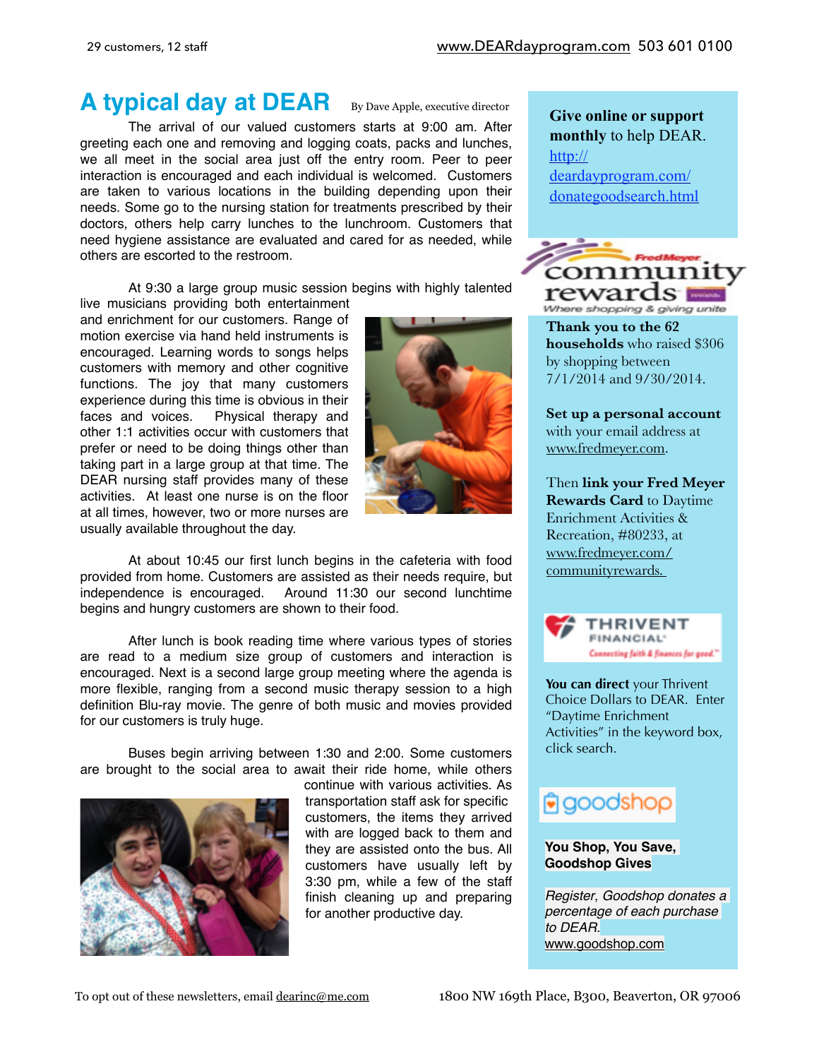29 customers, 12 staff

www.DEARdayprogram.com 503 601 0100

# A typical day at DEAR

By Dave Apple, executive director

The arrival of our valued customers starts at 9:00 am. After greeting each one and removing and logging coats, packs and lunches, we all meet in the social area just off the entry room. Peer to peer interaction is encouraged and each individual is welcomed. Customers are taken to various locations in the building depending upon their needs. Some go to the nursing station for treatments prescribed by their doctors, others help carry lunches to the lunchroom. Customers that need hygiene assistance are evaluated and cared for as needed, while others are escorted to the restroom.

At 9:30 a large group music session begins with highly talented live musicians providing both entertainment and enrichment for our customers. Range of motion exercise via hand held instruments is encouraged. Learning words to songs helps customers with memory and other cognitive functions. The joy that many customers experience during this time is obvious in their faces and voices. Physical therapy and other 1:1 activities occur with customers that prefer or need to be doing things other than taking part in a large group at that time. The DEAR nursing staff provides many of these activities. At least one nurse is on the floor at all times, however, two or more nurses are usually available throughout the day.

At about 10:45 our first lunch begins in the cafeteria with food provided from home. Customers are assisted as their needs require, but independence is encouraged. Around 11:30 our second lunchtime begins and hungry customers are shown to their food.

After lunch is book reading time where various types of stories are read to a medium size group of customers and interaction is encouraged. Next is a second large group meeting where the agenda is more flexible, ranging from a second music therapy session to a high definition Blu-ray movie. The genre of both music and movies provided for our customers is truly huge.

Buses begin arriving between 1:30 and 2:00. Some customers are brought to the social area to await their ride home, while others continue with various activities. As transportation staff ask for specific customers, the items they arrived with are logged back to them and they are assisted onto the bus. All customers have usually left by 3:30 pm, while a few of the staff finish cleaning up and preparing for another productive day.

**Give online or support monthly** to help DEAR.
http://deardayprogram.com/donategoodsearch.html

Fred Meyer community rewards — Where shopping & giving unite

**Thank you to the 62 households** who raised $306 by shopping between 7/1/2014 and 9/30/2014.

**Set up a personal account** with your email address at www.fredmeyer.com.

Then **link your Fred Meyer Rewards Card** to Daytime Enrichment Activities & Recreation, #80233, at www.fredmeyer.com/communityrewards.

THRIVENT FINANCIAL — Connecting faith & finances for good.

**You can direct** your Thrivent Choice Dollars to DEAR. Enter "Daytime Enrichment Activities" in the keyword box, click search.

goodshop

**You Shop, You Save, Goodshop Gives**

*Register, Goodshop donates a percentage of each purchase to DEAR.*
www.goodshop.com

To opt out of these newsletters, email dearinc@me.com

1800 NW 169th Place, B300, Beaverton, OR 97006